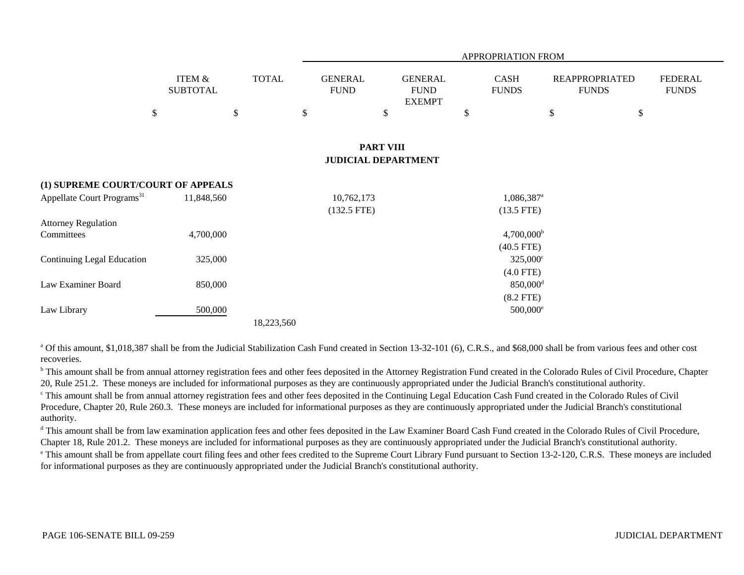| | ITEM & SUBTOTAL | TOTAL | APPROPRIATION FROM GENERAL FUND | GENERAL FUND EXEMPT | CASH FUNDS | REAPPROPRIATED FUNDS | FEDERAL FUNDS |
|---|---|---|---|---|---|---|---|
| | $ | $ | $ | $ | $ | $ | $ |

## PART VIII
## JUDICIAL DEPARTMENT

| | ITEM & SUBTOTAL | TOTAL | GENERAL FUND | GENERAL FUND EXEMPT | CASH FUNDS | REAPPROPRIATED FUNDS | FEDERAL FUNDS |
|---|---|---|---|---|---|---|---|
| **(1) SUPREME COURT/COURT OF APPEALS** | | | | | | | |
| Appellate Court Programs[31] | 11,848,560 | | 10,762,173 | | 1,086,387[a] | | |
| | | | (132.5 FTE) | | (13.5 FTE) | | |
| Attorney Regulation Committees | 4,700,000 | | | | 4,700,000[b] | | |
| | | | | | (40.5 FTE) | | |
| Continuing Legal Education | 325,000 | | | | 325,000[c] | | |
| | | | | | (4.0 FTE) | | |
| Law Examiner Board | 850,000 | | | | 850,000[d] | | |
| | | | | | (8.2 FTE) | | |
| Law Library | 500,000 | | | | 500,000[e] | | |
| | | 18,223,560 | | | | | |

[a] Of this amount, $1,018,387 shall be from the Judicial Stabilization Cash Fund created in Section 13-32-101 (6), C.R.S., and $68,000 shall be from various fees and other cost recoveries.

[b] This amount shall be from annual attorney registration fees and other fees deposited in the Attorney Registration Fund created in the Colorado Rules of Civil Procedure, Chapter 20, Rule 251.2. These moneys are included for informational purposes as they are continuously appropriated under the Judicial Branch's constitutional authority.

[c] This amount shall be from annual attorney registration fees and other fees deposited in the Continuing Legal Education Cash Fund created in the Colorado Rules of Civil Procedure, Chapter 20, Rule 260.3. These moneys are included for informational purposes as they are continuously appropriated under the Judicial Branch's constitutional authority.

[d] This amount shall be from law examination application fees and other fees deposited in the Law Examiner Board Cash Fund created in the Colorado Rules of Civil Procedure, Chapter 18, Rule 201.2. These moneys are included for informational purposes as they are continuously appropriated under the Judicial Branch's constitutional authority.

[e] This amount shall be from appellate court filing fees and other fees credited to the Supreme Court Library Fund pursuant to Section 13-2-120, C.R.S. These moneys are included for informational purposes as they are continuously appropriated under the Judicial Branch's constitutional authority.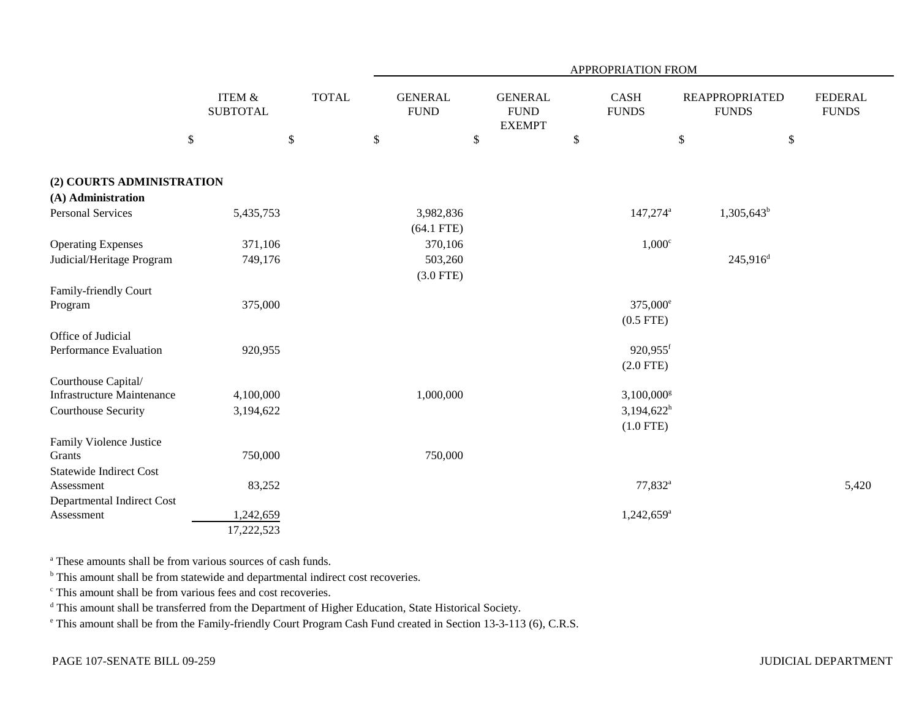| | ITEM & SUBTOTAL | TOTAL | APPROPRIATION FROM | | | | |
|---|---|---|---|---|---|---|---|
| | | | GENERAL FUND | GENERAL FUND EXEMPT | CASH FUNDS | REAPPROPRIATED FUNDS | FEDERAL FUNDS |
| | $ | $ | $ | $ | $ | $ | $ |
| **(2) COURTS ADMINISTRATION** | | | | | | | |
| **(A) Administration** | | | | | | | |
| Personal Services | 5,435,753 | | 3,982,836 (64.1 FTE) | | 147,274[a] | 1,305,643[b] | |
| Operating Expenses | 371,106 | | 370,106 | | 1,000[c] | | |
| Judicial/Heritage Program | 749,176 | | 503,260 (3.0 FTE) | | | 245,916[d] | |
| Family-friendly Court Program | 375,000 | | | | 375,000[e] (0.5 FTE) | | |
| Office of Judicial Performance Evaluation | 920,955 | | | | 920,955[f] (2.0 FTE) | | |
| Courthouse Capital/ Infrastructure Maintenance | 4,100,000 | | 1,000,000 | | 3,100,000[g] | | |
| Courthouse Security | 3,194,622 | | | | 3,194,622[h] (1.0 FTE) | | |
| Family Violence Justice Grants | 750,000 | | 750,000 | | | | |
| Statewide Indirect Cost Assessment | 83,252 | | | | 77,832[a] | | 5,420 |
| Departmental Indirect Cost Assessment | 1,242,659 | | | | 1,242,659[a] | | |
| | 17,222,523 | | | | | | |

[a] These amounts shall be from various sources of cash funds.

[b] This amount shall be from statewide and departmental indirect cost recoveries.

[c] This amount shall be from various fees and cost recoveries.

[d] This amount shall be transferred from the Department of Higher Education, State Historical Society.

[e] This amount shall be from the Family-friendly Court Program Cash Fund created in Section 13-3-113 (6), C.R.S.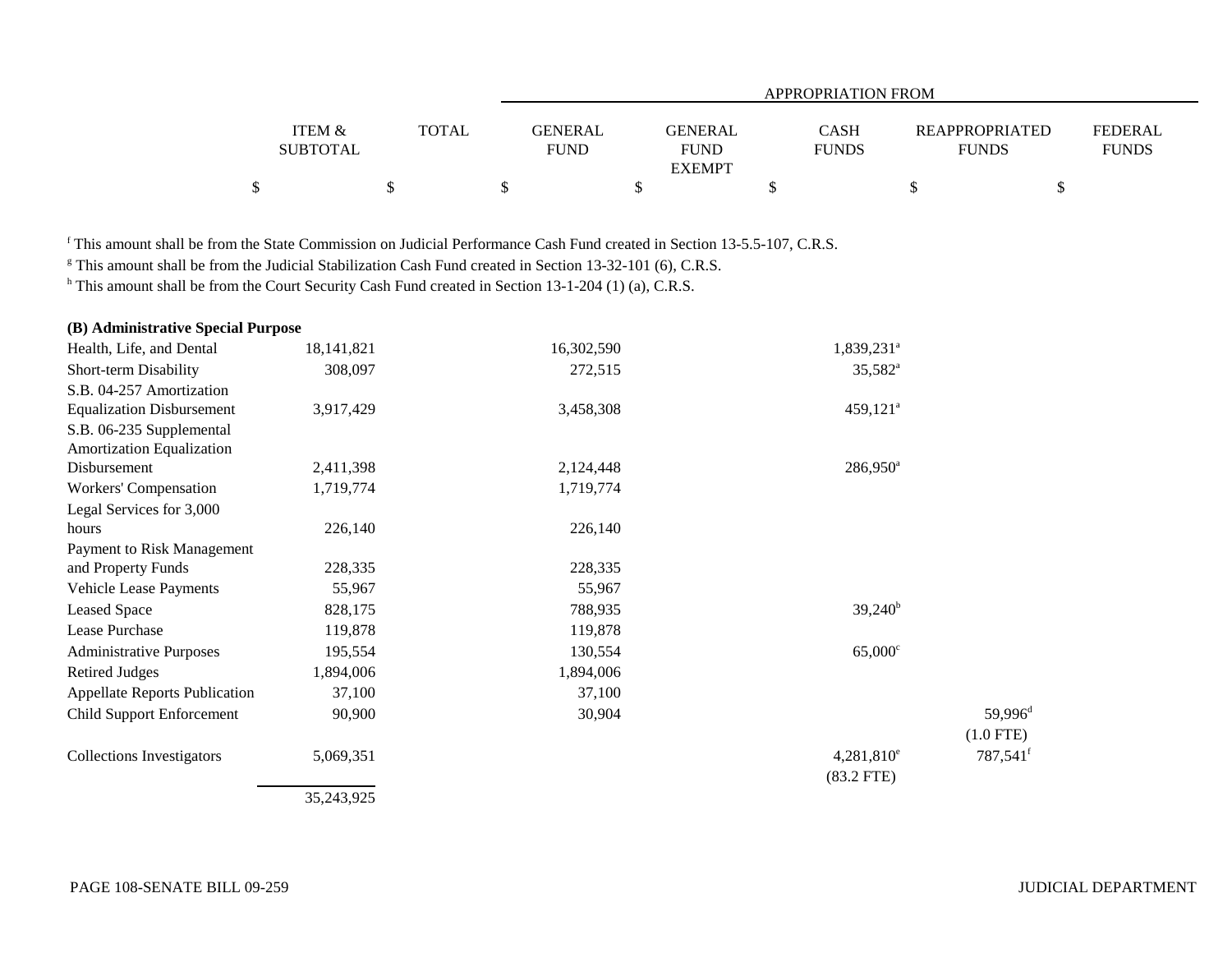| | ITEM & SUBTOTAL | TOTAL | APPROPRIATION FROM GENERAL FUND | GENERAL FUND EXEMPT | CASH FUNDS | REAPPROPRIATED FUNDS | FEDERAL FUNDS |
|---|---|---|---|---|---|---|---|
| | $ | $ | $ | $ | $ | $ | $ |

[f] This amount shall be from the State Commission on Judicial Performance Cash Fund created in Section 13-5.5-107, C.R.S.

[g] This amount shall be from the Judicial Stabilization Cash Fund created in Section 13-32-101 (6), C.R.S.

[h] This amount shall be from the Court Security Cash Fund created in Section 13-1-204 (1) (a), C.R.S.

| | ITEM & SUBTOTAL | TOTAL | GENERAL FUND | GENERAL FUND EXEMPT | CASH FUNDS | REAPPROPRIATED FUNDS | FEDERAL FUNDS |
|---|---|---|---|---|---|---|---|
| **(B) Administrative Special Purpose** | | | | | | | |
| Health, Life, and Dental | 18,141,821 | | 16,302,590 | | 1,839,231[a] | | |
| Short-term Disability | 308,097 | | 272,515 | | 35,582[a] | | |
| S.B. 04-257 Amortization Equalization Disbursement | 3,917,429 | | 3,458,308 | | 459,121[a] | | |
| S.B. 06-235 Supplemental Amortization Equalization Disbursement | 2,411,398 | | 2,124,448 | | 286,950[a] | | |
| Workers' Compensation | 1,719,774 | | 1,719,774 | | | | |
| Legal Services for 3,000 hours | 226,140 | | 226,140 | | | | |
| Payment to Risk Management and Property Funds | 228,335 | | 228,335 | | | | |
| Vehicle Lease Payments | 55,967 | | 55,967 | | | | |
| Leased Space | 828,175 | | 788,935 | | 39,240[b] | | |
| Lease Purchase | 119,878 | | 119,878 | | | | |
| Administrative Purposes | 195,554 | | 130,554 | | 65,000[c] | | |
| Retired Judges | 1,894,006 | | 1,894,006 | | | | |
| Appellate Reports Publication | 37,100 | | 37,100 | | | | |
| Child Support Enforcement | 90,900 | | 30,904 | | | 59,996[d] (1.0 FTE) | |
| Collections Investigators | 5,069,351 | | | | 4,281,810[e] (83.2 FTE) | 787,541[f] | |
| | 35,243,925 | | | | | | |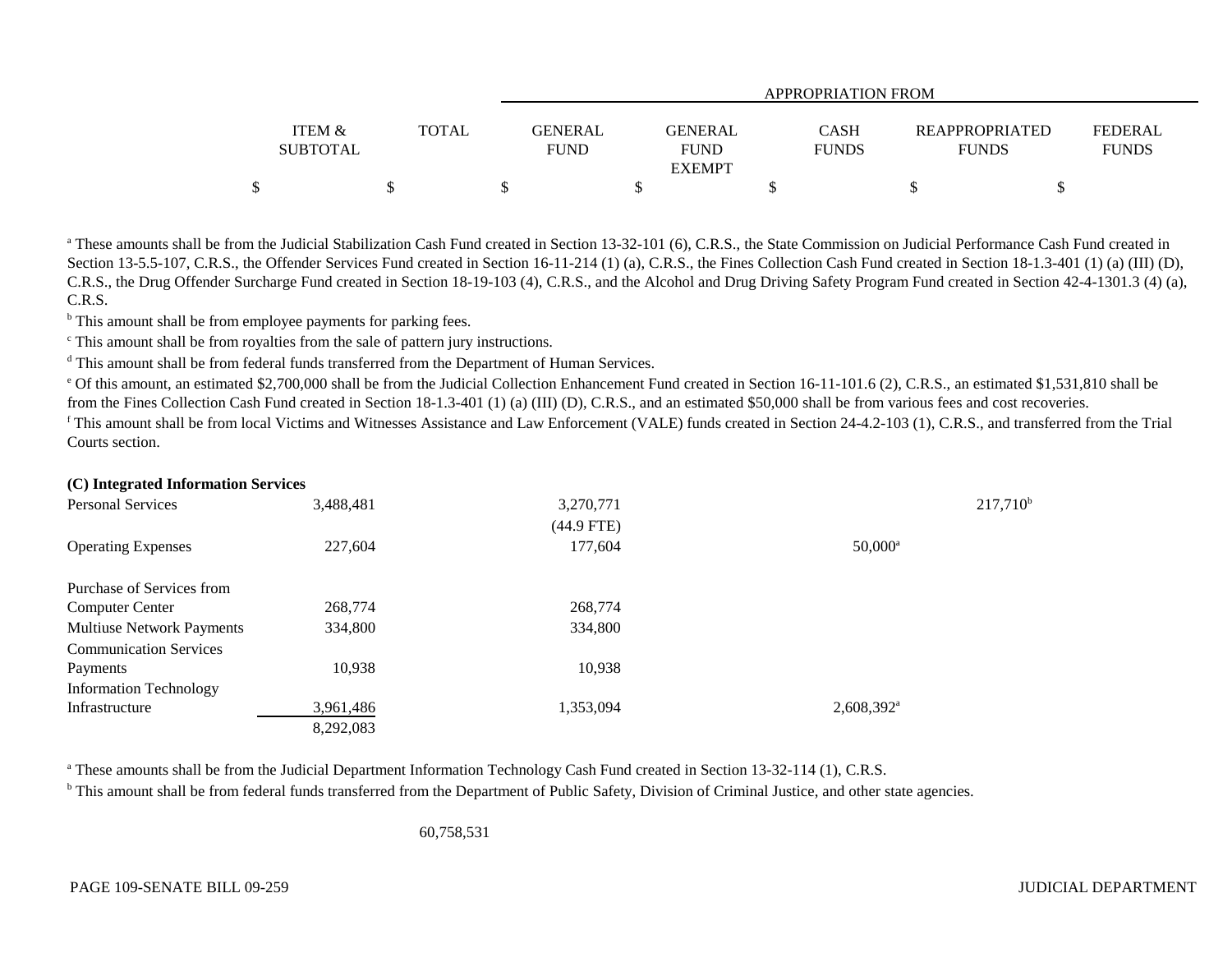| | ITEM & SUBTOTAL | TOTAL | APPROPRIATION FROM GENERAL FUND | GENERAL FUND EXEMPT | CASH FUNDS | REAPPROPRIATED FUNDS | FEDERAL FUNDS |
|---|---|---|---|---|---|---|---|
| | $ | $ | $ | $ | $ | $ | $ |

[a] These amounts shall be from the Judicial Stabilization Cash Fund created in Section 13-32-101 (6), C.R.S., the State Commission on Judicial Performance Cash Fund created in Section 13-5.5-107, C.R.S., the Offender Services Fund created in Section 16-11-214 (1) (a), C.R.S., the Fines Collection Cash Fund created in Section 18-1.3-401 (1) (a) (III) (D), C.R.S., the Drug Offender Surcharge Fund created in Section 18-19-103 (4), C.R.S., and the Alcohol and Drug Driving Safety Program Fund created in Section 42-4-1301.3 (4) (a), C.R.S.

[b] This amount shall be from employee payments for parking fees.

[c] This amount shall be from royalties from the sale of pattern jury instructions.

[d] This amount shall be from federal funds transferred from the Department of Human Services.

[e] Of this amount, an estimated $2,700,000 shall be from the Judicial Collection Enhancement Fund created in Section 16-11-101.6 (2), C.R.S., an estimated $1,531,810 shall be from the Fines Collection Cash Fund created in Section 18-1.3-401 (1) (a) (III) (D), C.R.S., and an estimated $50,000 shall be from various fees and cost recoveries.

[f] This amount shall be from local Victims and Witnesses Assistance and Law Enforcement (VALE) funds created in Section 24-4.2-103 (1), C.R.S., and transferred from the Trial Courts section.

**(C) Integrated Information Services**

| | ITEM & SUBTOTAL | TOTAL | GENERAL FUND | GENERAL FUND EXEMPT | CASH FUNDS | REAPPROPRIATED FUNDS | FEDERAL FUNDS |
|---|---|---|---|---|---|---|---|
| Personal Services | 3,488,481 | | 3,270,771 (44.9 FTE) | | | 217,710[b] | |
| Operating Expenses | 227,604 | | 177,604 | | 50,000[a] | | |
| Purchase of Services from Computer Center | 268,774 | | 268,774 | | | | |
| Multiuse Network Payments | 334,800 | | 334,800 | | | | |
| Communication Services Payments | 10,938 | | 10,938 | | | | |
| Information Technology Infrastructure | 3,961,486 | | 1,353,094 | | 2,608,392[a] | | |
| | 8,292,083 | | | | | | |

[a] These amounts shall be from the Judicial Department Information Technology Cash Fund created in Section 13-32-114 (1), C.R.S.

[b] This amount shall be from federal funds transferred from the Department of Public Safety, Division of Criminal Justice, and other state agencies.

| | ITEM & SUBTOTAL | TOTAL | GENERAL FUND | GENERAL FUND EXEMPT | CASH FUNDS | REAPPROPRIATED FUNDS | FEDERAL FUNDS |
|---|---|---|---|---|---|---|---|
| | | 60,758,531 | | | | | |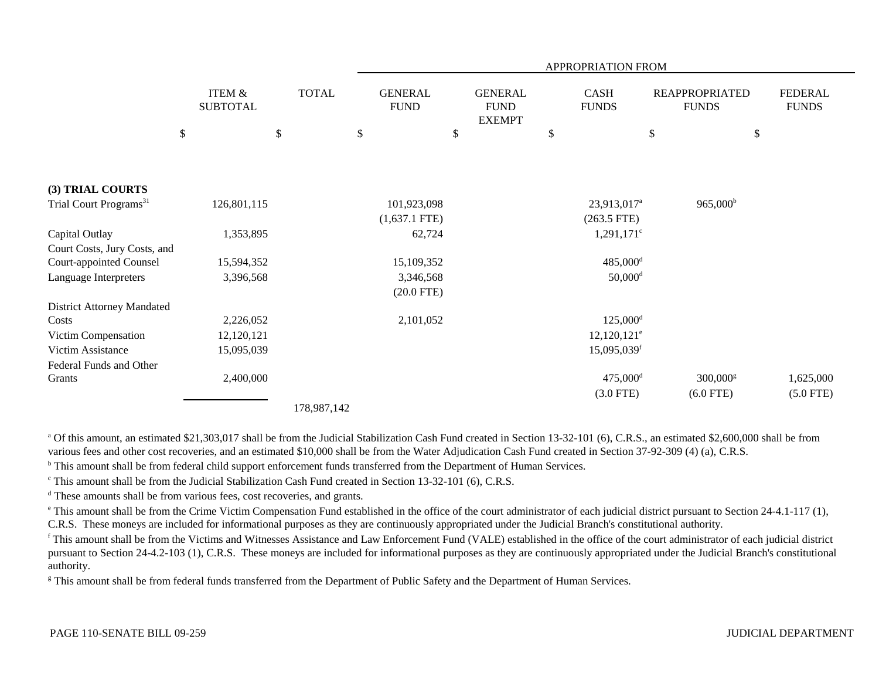| | ITEM & SUBTOTAL | TOTAL | APPROPRIATION FROM GENERAL FUND | GENERAL FUND EXEMPT | CASH FUNDS | REAPPROPRIATED FUNDS | FEDERAL FUNDS |
|---|---|---|---|---|---|---|---|
| | $ | $ | $ | $ | $ | $ | $ |
| **(3) TRIAL COURTS** | | | | | | | |
| Trial Court Programs[31] | 126,801,115 | | 101,923,098 | | 23,913,017[a] | 965,000[b] | |
| | | | (1,637.1 FTE) | | (263.5 FTE) | | |
| Capital Outlay | 1,353,895 | | 62,724 | | 1,291,171[c] | | |
| Court Costs, Jury Costs, and Court-appointed Counsel | 15,594,352 | | 15,109,352 | | 485,000[d] | | |
| Language Interpreters | 3,396,568 | | 3,346,568 | | 50,000[d] | | |
| | | | (20.0 FTE) | | | | |
| District Attorney Mandated Costs | 2,226,052 | | 2,101,052 | | 125,000[d] | | |
| Victim Compensation | 12,120,121 | | | | 12,120,121[e] | | |
| Victim Assistance | 15,095,039 | | | | 15,095,039[f] | | |
| Federal Funds and Other Grants | 2,400,000 | | | | 475,000[d] | 300,000[g] | 1,625,000 |
| | | | | | (3.0 FTE) | (6.0 FTE) | (5.0 FTE) |
| | | 178,987,142 | | | | | |

[a] Of this amount, an estimated $21,303,017 shall be from the Judicial Stabilization Cash Fund created in Section 13-32-101 (6), C.R.S., an estimated $2,600,000 shall be from various fees and other cost recoveries, and an estimated $10,000 shall be from the Water Adjudication Cash Fund created in Section 37-92-309 (4) (a), C.R.S.

[b] This amount shall be from federal child support enforcement funds transferred from the Department of Human Services.

[c] This amount shall be from the Judicial Stabilization Cash Fund created in Section 13-32-101 (6), C.R.S.

[d] These amounts shall be from various fees, cost recoveries, and grants.

[e] This amount shall be from the Crime Victim Compensation Fund established in the office of the court administrator of each judicial district pursuant to Section 24-4.1-117 (1), C.R.S. These moneys are included for informational purposes as they are continuously appropriated under the Judicial Branch's constitutional authority.

[f] This amount shall be from the Victims and Witnesses Assistance and Law Enforcement Fund (VALE) established in the office of the court administrator of each judicial district pursuant to Section 24-4.2-103 (1), C.R.S. These moneys are included for informational purposes as they are continuously appropriated under the Judicial Branch's constitutional authority.

[g] This amount shall be from federal funds transferred from the Department of Public Safety and the Department of Human Services.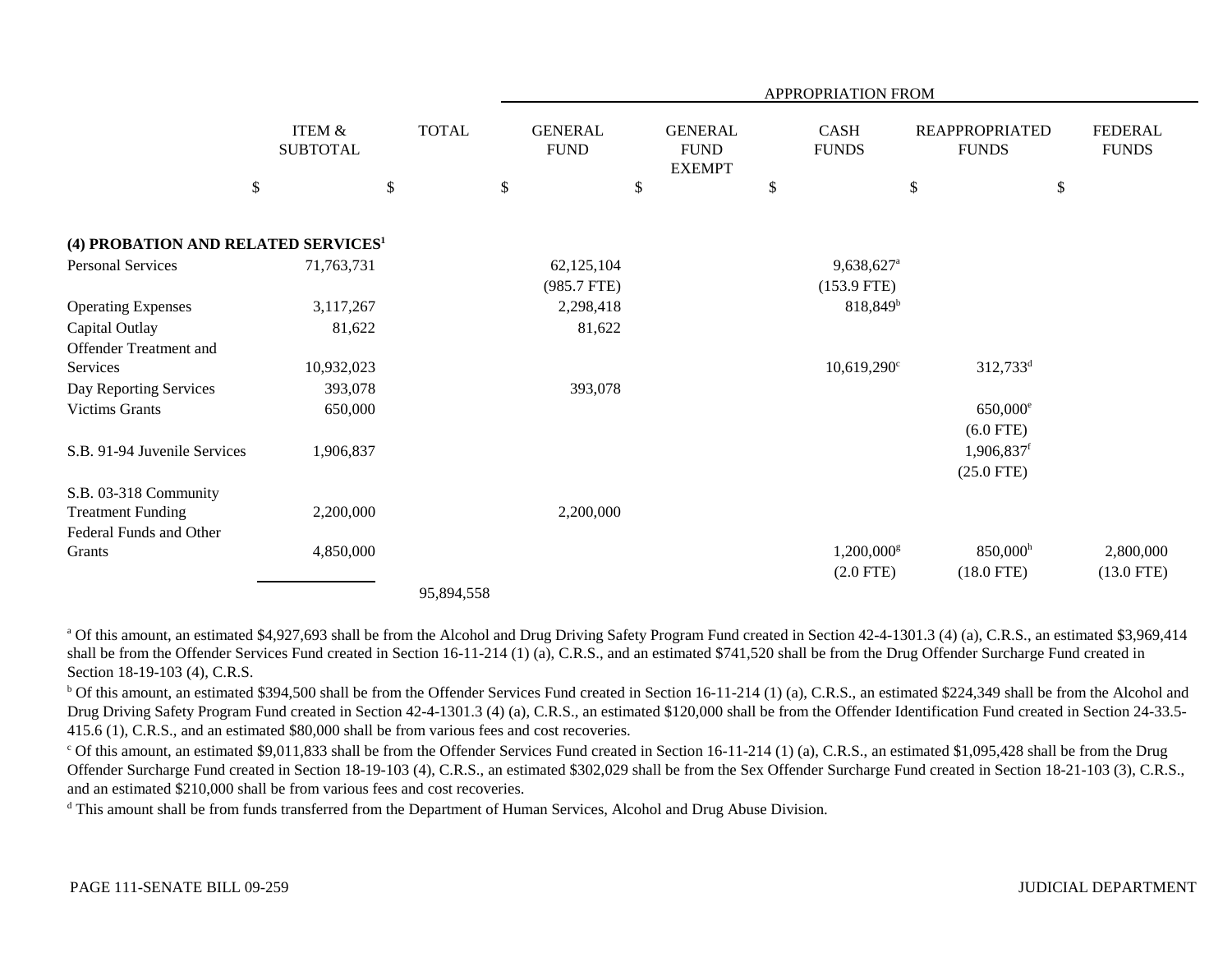| | ITEM & SUBTOTAL | TOTAL | APPROPRIATION FROM GENERAL FUND | GENERAL FUND EXEMPT | CASH FUNDS | REAPPROPRIATED FUNDS | FEDERAL FUNDS |
|---|---|---|---|---|---|---|---|
| | $ | $ | $ | $ | $ | $ | $ |
| **(4) PROBATION AND RELATED SERVICES[1]** | | | | | | | |
| Personal Services | 71,763,731 | | 62,125,104 (985.7 FTE) | | 9,638,627[a] (153.9 FTE) | | |
| Operating Expenses | 3,117,267 | | 2,298,418 | | 818,849[b] | | |
| Capital Outlay | 81,622 | | 81,622 | | | | |
| Offender Treatment and Services | 10,932,023 | | | | 10,619,290[c] | 312,733[d] | |
| Day Reporting Services | 393,078 | | 393,078 | | | | |
| Victims Grants | 650,000 | | | | | 650,000[e] (6.0 FTE) | |
| S.B. 91-94 Juvenile Services | 1,906,837 | | | | | 1,906,837[f] (25.0 FTE) | |
| S.B. 03-318 Community Treatment Funding | 2,200,000 | | 2,200,000 | | | | |
| Federal Funds and Other Grants | 4,850,000 | | | | 1,200,000[g] (2.0 FTE) | 850,000[h] (18.0 FTE) | 2,800,000 (13.0 FTE) |
| | | 95,894,558 | | | | | |

[a] Of this amount, an estimated $4,927,693 shall be from the Alcohol and Drug Driving Safety Program Fund created in Section 42-4-1301.3 (4) (a), C.R.S., an estimated $3,969,414 shall be from the Offender Services Fund created in Section 16-11-214 (1) (a), C.R.S., and an estimated $741,520 shall be from the Drug Offender Surcharge Fund created in Section 18-19-103 (4), C.R.S.

[b] Of this amount, an estimated $394,500 shall be from the Offender Services Fund created in Section 16-11-214 (1) (a), C.R.S., an estimated $224,349 shall be from the Alcohol and Drug Driving Safety Program Fund created in Section 42-4-1301.3 (4) (a), C.R.S., an estimated $120,000 shall be from the Offender Identification Fund created in Section 24-33.5-415.6 (1), C.R.S., and an estimated $80,000 shall be from various fees and cost recoveries.

[c] Of this amount, an estimated $9,011,833 shall be from the Offender Services Fund created in Section 16-11-214 (1) (a), C.R.S., an estimated $1,095,428 shall be from the Drug Offender Surcharge Fund created in Section 18-19-103 (4), C.R.S., an estimated $302,029 shall be from the Sex Offender Surcharge Fund created in Section 18-21-103 (3), C.R.S., and an estimated $210,000 shall be from various fees and cost recoveries.

[d] This amount shall be from funds transferred from the Department of Human Services, Alcohol and Drug Abuse Division.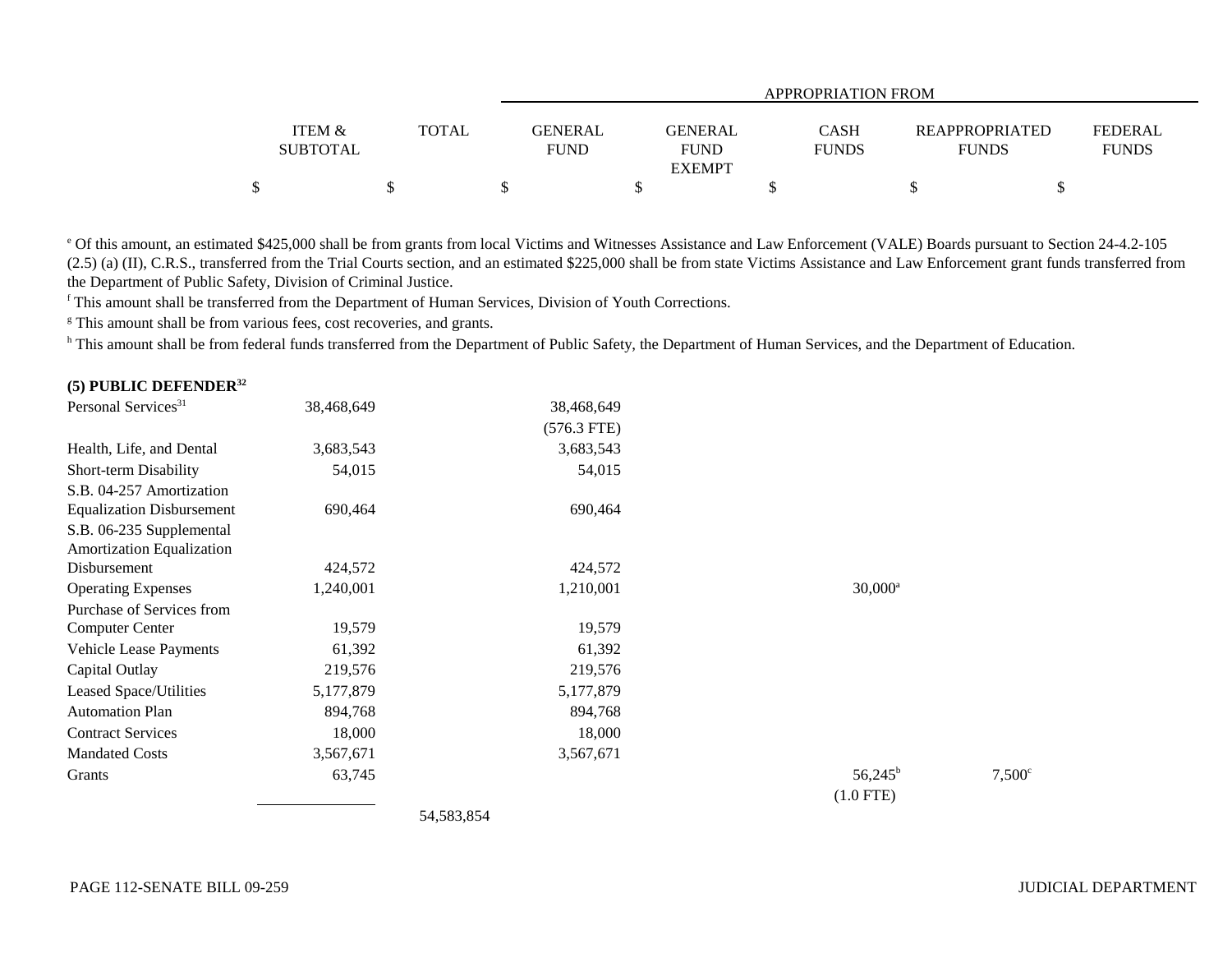| | ITEM & SUBTOTAL | TOTAL | APPROPRIATION FROM GENERAL FUND | GENERAL FUND EXEMPT | CASH FUNDS | REAPPROPRIATED FUNDS | FEDERAL FUNDS |
|---|---|---|---|---|---|---|---|
| | $ | $ | $ | $ | $ | $ | $ |

[e] Of this amount, an estimated $425,000 shall be from grants from local Victims and Witnesses Assistance and Law Enforcement (VALE) Boards pursuant to Section 24-4.2-105 (2.5) (a) (II), C.R.S., transferred from the Trial Courts section, and an estimated $225,000 shall be from state Victims Assistance and Law Enforcement grant funds transferred from the Department of Public Safety, Division of Criminal Justice.

[f] This amount shall be transferred from the Department of Human Services, Division of Youth Corrections.

[g] This amount shall be from various fees, cost recoveries, and grants.

[h] This amount shall be from federal funds transferred from the Department of Public Safety, the Department of Human Services, and the Department of Education.

**(5) PUBLIC DEFENDER[32]**

| | ITEM & SUBTOTAL | TOTAL | GENERAL FUND | GENERAL FUND EXEMPT | CASH FUNDS | REAPPROPRIATED FUNDS | FEDERAL FUNDS |
|---|---|---|---|---|---|---|---|
| Personal Services[31] | 38,468,649 | | 38,468,649 | | | | |
| | | | (576.3 FTE) | | | | |
| Health, Life, and Dental | 3,683,543 | | 3,683,543 | | | | |
| Short-term Disability | 54,015 | | 54,015 | | | | |
| S.B. 04-257 Amortization Equalization Disbursement | 690,464 | | 690,464 | | | | |
| S.B. 06-235 Supplemental Amortization Equalization Disbursement | 424,572 | | 424,572 | | | | |
| Operating Expenses | 1,240,001 | | 1,210,001 | | 30,000[a] | | |
| Purchase of Services from Computer Center | 19,579 | | 19,579 | | | | |
| Vehicle Lease Payments | 61,392 | | 61,392 | | | | |
| Capital Outlay | 219,576 | | 219,576 | | | | |
| Leased Space/Utilities | 5,177,879 | | 5,177,879 | | | | |
| Automation Plan | 894,768 | | 894,768 | | | | |
| Contract Services | 18,000 | | 18,000 | | | | |
| Mandated Costs | 3,567,671 | | 3,567,671 | | | | |
| Grants | 63,745 | | | | 56,245[b] | 7,500[c] | |
| | | | | | (1.0 FTE) | | |
| | | 54,583,854 | | | | | |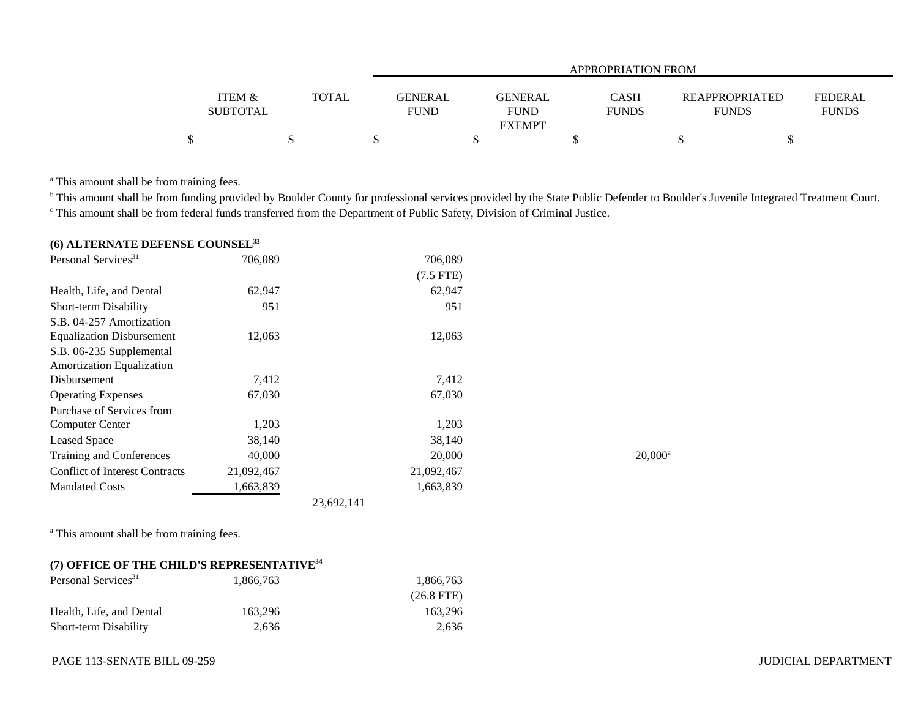| | ITEM & SUBTOTAL | TOTAL | APPROPRIATION FROM | | | | |
|---|---|---|---|---|---|---|---|
| | | | GENERAL FUND | GENERAL FUND EXEMPT | CASH FUNDS | REAPPROPRIATED FUNDS | FEDERAL FUNDS |
| | $ | $ | $ | $ | $ | $ | $ |

[a] This amount shall be from training fees.

[b] This amount shall be from funding provided by Boulder County for professional services provided by the State Public Defender to Boulder's Juvenile Integrated Treatment Court.

[c] This amount shall be from federal funds transferred from the Department of Public Safety, Division of Criminal Justice.

**(6) ALTERNATE DEFENSE COUNSEL[33]**

| | ITEM & SUBTOTAL | TOTAL | GENERAL FUND | GENERAL FUND EXEMPT | CASH FUNDS | REAPPROPRIATED FUNDS | FEDERAL FUNDS |
|---|---|---|---|---|---|---|---|
| Personal Services[31] | 706,089 | | 706,089 | | | | |
| | | | (7.5 FTE) | | | | |
| Health, Life, and Dental | 62,947 | | 62,947 | | | | |
| Short-term Disability | 951 | | 951 | | | | |
| S.B. 04-257 Amortization Equalization Disbursement | 12,063 | | 12,063 | | | | |
| S.B. 06-235 Supplemental Amortization Equalization Disbursement | 7,412 | | 7,412 | | | | |
| Operating Expenses | 67,030 | | 67,030 | | | | |
| Purchase of Services from Computer Center | 1,203 | | 1,203 | | | | |
| Leased Space | 38,140 | | 38,140 | | | | |
| Training and Conferences | 40,000 | | 20,000 | | 20,000[a] | | |
| Conflict of Interest Contracts | 21,092,467 | | 21,092,467 | | | | |
| Mandated Costs | 1,663,839 | | 1,663,839 | | | | |
| | | 23,692,141 | | | | | |

[a] This amount shall be from training fees.

**(7) OFFICE OF THE CHILD'S REPRESENTATIVE[34]**

| | ITEM & SUBTOTAL | TOTAL | GENERAL FUND | GENERAL FUND EXEMPT | CASH FUNDS | REAPPROPRIATED FUNDS | FEDERAL FUNDS |
|---|---|---|---|---|---|---|---|
| Personal Services[31] | 1,866,763 | | 1,866,763 | | | | |
| | | | (26.8 FTE) | | | | |
| Health, Life, and Dental | 163,296 | | 163,296 | | | | |
| Short-term Disability | 2,636 | | 2,636 | | | | |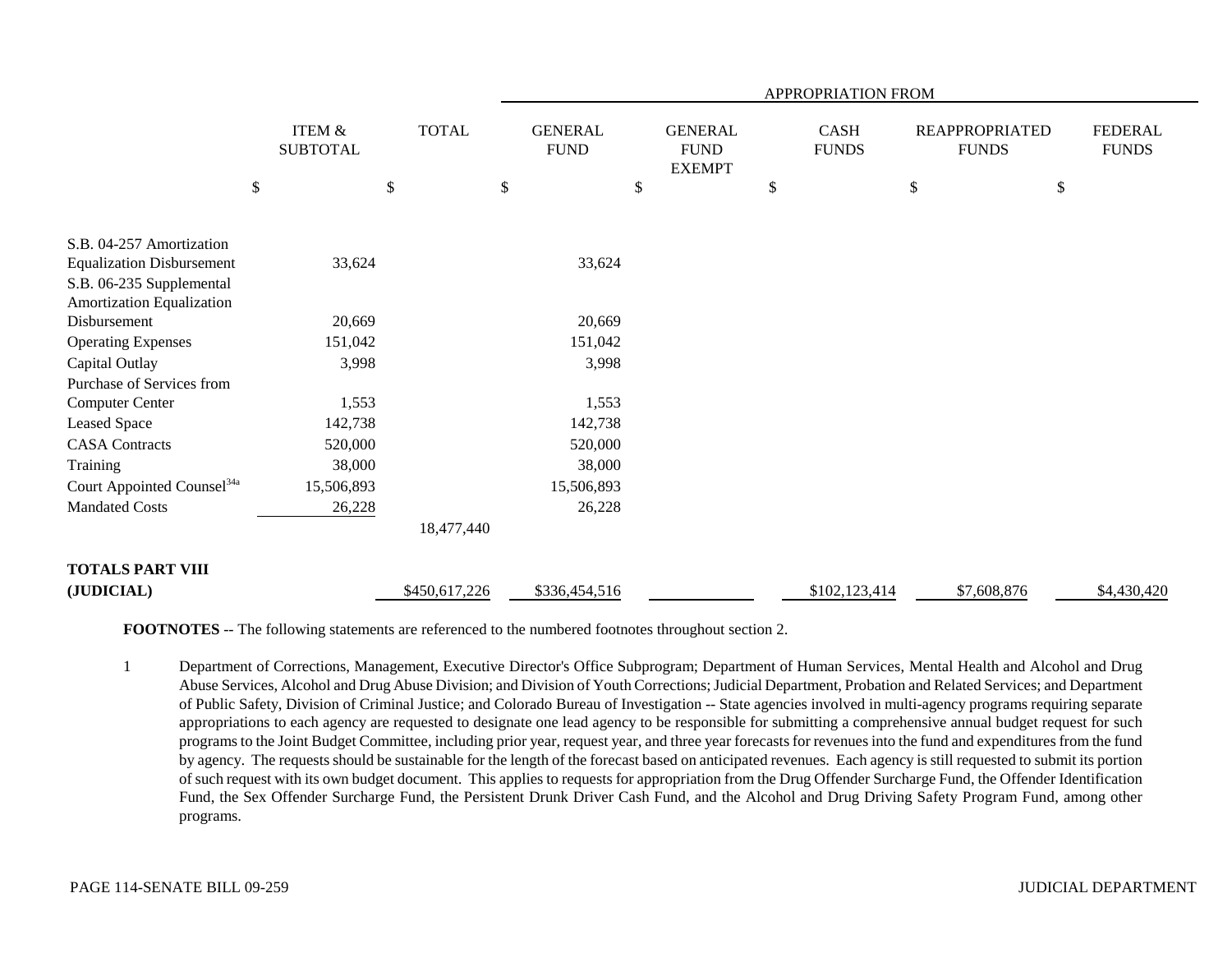| | ITEM & SUBTOTAL | TOTAL | APPROPRIATION FROM GENERAL FUND | GENERAL FUND EXEMPT | CASH FUNDS | REAPPROPRIATED FUNDS | FEDERAL FUNDS |
|---|---|---|---|---|---|---|---|
| | $ | $ | $ | $ | $ | $ | $ |
| S.B. 04-257 Amortization Equalization Disbursement | 33,624 | | 33,624 | | | | |
| S.B. 06-235 Supplemental Amortization Equalization Disbursement | 20,669 | | 20,669 | | | | |
| Operating Expenses | 151,042 | | 151,042 | | | | |
| Capital Outlay | 3,998 | | 3,998 | | | | |
| Purchase of Services from Computer Center | 1,553 | | 1,553 | | | | |
| Leased Space | 142,738 | | 142,738 | | | | |
| CASA Contracts | 520,000 | | 520,000 | | | | |
| Training | 38,000 | | 38,000 | | | | |
| Court Appointed Counsel[34a] | 15,506,893 | | 15,506,893 | | | | |
| Mandated Costs | 26,228 | | 26,228 | | | | |
| | | 18,477,440 | | | | | |
| **TOTALS PART VIII (JUDICIAL)** | | $450,617,226 | $336,454,516 | | $102,123,414 | $7,608,876 | $4,430,420 |

**FOOTNOTES** -- The following statements are referenced to the numbered footnotes throughout section 2.

1 Department of Corrections, Management, Executive Director's Office Subprogram; Department of Human Services, Mental Health and Alcohol and Drug Abuse Services, Alcohol and Drug Abuse Division; and Division of Youth Corrections; Judicial Department, Probation and Related Services; and Department of Public Safety, Division of Criminal Justice; and Colorado Bureau of Investigation -- State agencies involved in multi-agency programs requiring separate appropriations to each agency are requested to designate one lead agency to be responsible for submitting a comprehensive annual budget request for such programs to the Joint Budget Committee, including prior year, request year, and three year forecasts for revenues into the fund and expenditures from the fund by agency. The requests should be sustainable for the length of the forecast based on anticipated revenues. Each agency is still requested to submit its portion of such request with its own budget document. This applies to requests for appropriation from the Drug Offender Surcharge Fund, the Offender Identification Fund, the Sex Offender Surcharge Fund, the Persistent Drunk Driver Cash Fund, and the Alcohol and Drug Driving Safety Program Fund, among other programs.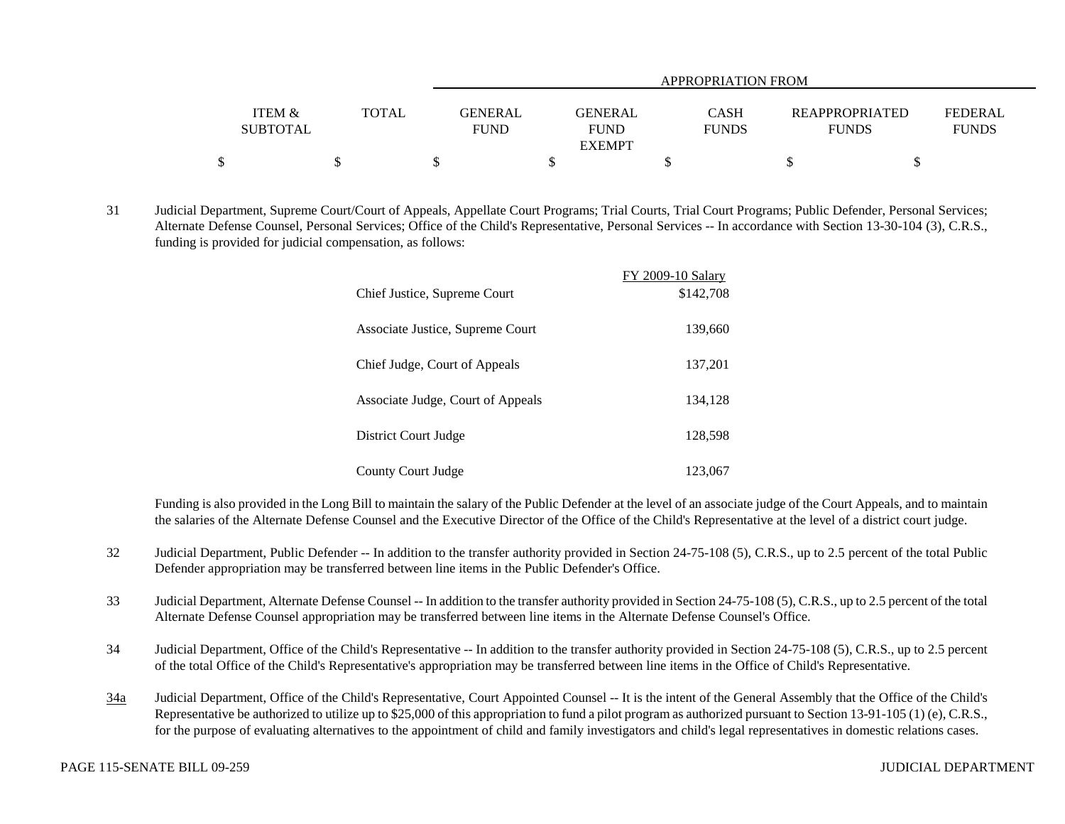| | | | APPROPRIATION FROM | | | | |
|---|---|---|---|---|---|---|---|
| | ITEM & SUBTOTAL | TOTAL | GENERAL FUND | GENERAL FUND EXEMPT | CASH FUNDS | REAPPROPRIATED FUNDS | FEDERAL FUNDS |
| | $ | $ | $ | $ | $ | $ | $ |

31 Judicial Department, Supreme Court/Court of Appeals, Appellate Court Programs; Trial Courts, Trial Court Programs; Public Defender, Personal Services; Alternate Defense Counsel, Personal Services; Office of the Child's Representative, Personal Services -- In accordance with Section 13-30-104 (3), C.R.S., funding is provided for judicial compensation, as follows:

| | FY 2009-10 Salary |
|---|---|
| Chief Justice, Supreme Court | $142,708 |
| Associate Justice, Supreme Court | 139,660 |
| Chief Judge, Court of Appeals | 137,201 |
| Associate Judge, Court of Appeals | 134,128 |
| District Court Judge | 128,598 |
| County Court Judge | 123,067 |

Funding is also provided in the Long Bill to maintain the salary of the Public Defender at the level of an associate judge of the Court Appeals, and to maintain the salaries of the Alternate Defense Counsel and the Executive Director of the Office of the Child's Representative at the level of a district court judge.

32 Judicial Department, Public Defender -- In addition to the transfer authority provided in Section 24-75-108 (5), C.R.S., up to 2.5 percent of the total Public Defender appropriation may be transferred between line items in the Public Defender's Office.

33 Judicial Department, Alternate Defense Counsel -- In addition to the transfer authority provided in Section 24-75-108 (5), C.R.S., up to 2.5 percent of the total Alternate Defense Counsel appropriation may be transferred between line items in the Alternate Defense Counsel's Office.

34 Judicial Department, Office of the Child's Representative -- In addition to the transfer authority provided in Section 24-75-108 (5), C.R.S., up to 2.5 percent of the total Office of the Child's Representative's appropriation may be transferred between line items in the Office of Child's Representative.

34a Judicial Department, Office of the Child's Representative, Court Appointed Counsel -- It is the intent of the General Assembly that the Office of the Child's Representative be authorized to utilize up to $25,000 of this appropriation to fund a pilot program as authorized pursuant to Section 13-91-105 (1) (e), C.R.S., for the purpose of evaluating alternatives to the appointment of child and family investigators and child's legal representatives in domestic relations cases.